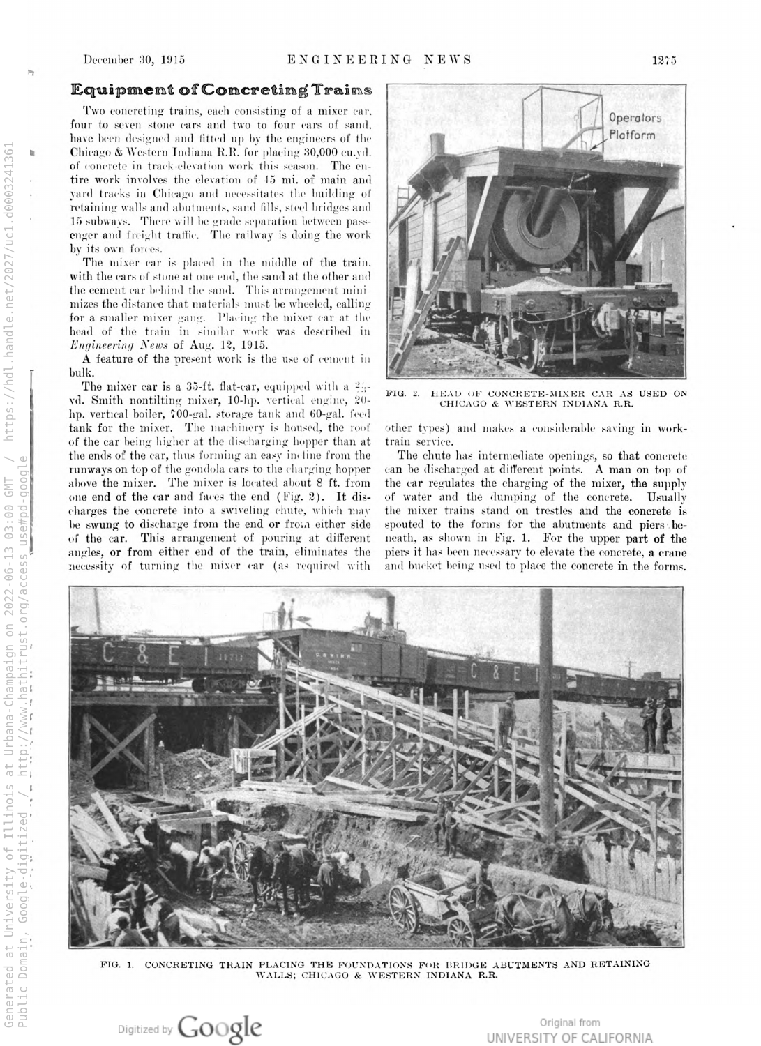## Equipment of Concreting Trains

Two concreting trains, each consisting of a mixer car, four to seven stone cars and two to four cars of sand, have been designed and fitted up by the engineers of the Chicago & Western Indiana R.R. for placing 30,000 cu.yd. of concrete in track-elevation work this season. The entire work involves the elevation of 45 mi. of main and yard tracks in Chicago and necessitates the building of retaining walls and abutments, sand fills, steel bridges and 15 subways. There will be grade separation between passenger and freight traffic. The railway is doing the work by its own forces.

The mixer car is placed in the middle of the train, with the cars of stone at one end, the sand at the other and the cement car behind the sand. This arrangement minimizes the distance that materials must be wheeled, calling for a smaller mixer gang. Placing the mixer car at the head of the train in similar work was described in *Engineering News* of Aug. 12, 1915.

A feature of the present work is the use of cement in bulk.

The mixer car is a 35-ft. flat-car, equipped with a 2⅔-yd. Smith nontilting mixer, 10-hp. vertical engine, 20-hp. vertical boiler, 700-gal. storage tank and 60-gal. feed tank for the mixer. The machinery is housed, the roof of the car being higher at the discharging hopper than at the ends of the car, thus forming an easy incline from the runways on top of the gondola cars to the charging hopper above the mixer. The mixer is located about 8 ft. from one end of the car and faces the end (Fig. 2). It discharges the concrete into a swiveling chute, which may be swung to discharge from the end or from either side of the car. This arrangement of pouring at different angles, or from either end of the train, eliminates the necessity of turning the mixer car (as required with other types) and makes a considerable saving in work-train service.

The chute has intermediate openings, so that concrete can be discharged at different points. A man on top of the car regulates the charging of the mixer, the supply of water and the dumping of the concrete. Usually the mixer trains stand on trestles and the concrete is spouted to the forms for the abutments and piers beneath, as shown in Fig. 1. For the upper part of the piers it has been necessary to elevate the concrete, a crane and bucket being used to place the concrete in the forms.

Operators Platform

FIG. 2. HEAD OF CONCRETE-MIXER CAR AS USED ON CHICAGO & WESTERN INDIANA R.R.

FIG. 1. CONCRETING TRAIN PLACING THE FOUNDATIONS FOR BRIDGE ABUTMENTS AND RETAINING WALLS; CHICAGO & WESTERN INDIANA R.R.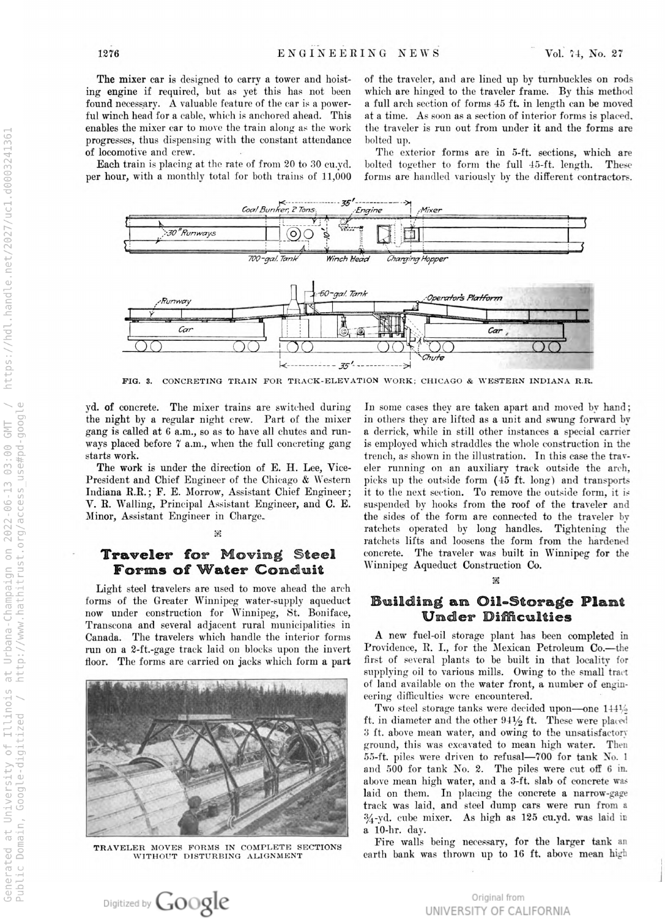The mixer car is designed to carry a tower and hoisting engine if required, but as yet this has not been found necessary. A valuable feature of the car is a powerful winch head for a cable, which is anchored ahead. This enables the mixer car to move the train along as the work progresses, thus dispensing with the constant attendance of locomotive and crew.

Each train is placing at the rate of from 20 to 30 cu.yd. per hour, with a monthly total for both trains of 11,000 yd. of concrete. The mixer trains are switched during the night by a regular night crew. Part of the mixer gang is called at 6 a.m., so as to have all chutes and runways placed before 7 a.m., when the full concreting gang starts work.

The work is under the direction of E. H. Lee, Vice-President and Chief Engineer of the Chicago & Western Indiana R.R.; F. E. Morrow, Assistant Chief Engineer; V. R. Walling, Principal Assistant Engineer, and C. E. Minor, Assistant Engineer in Charge.

Coal Bunker, 2 Tons
35'
Engine
Mixer
30" Runways
10'
700-gal. Tank
Winch Head
Charging Hopper
Runway
60-gal. Tank
Operator's Platform
Car
Car
Chute
35'

FIG. 3. CONCRETING TRAIN FOR TRACK-ELEVATION WORK; CHICAGO & WESTERN INDIANA R.R.

## Traveler for Moving Steel Forms of Water Conduit

Light steel travelers are used to move ahead the arch forms of the Greater Winnipeg water-supply aqueduct now under construction for Winnipeg, St. Boniface, Transcona and several adjacent rural municipalities in Canada. The travelers which handle the interior forms run on a 2-ft.-gage track laid on blocks upon the invert floor. The forms are carried on jacks which form a part of the traveler, and are lined up by turnbuckles on rods which are hinged to the traveler frame. By this method a full arch section of forms 45 ft. in length can be moved at a time. As soon as a section of interior forms is placed, the traveler is run out from under it and the forms are bolted up.

The exterior forms are in 5-ft. sections, which are bolted together to form the full 45-ft. length. These forms are handled variously by the different contractors. In some cases they are taken apart and moved by hand; in others they are lifted as a unit and swung forward by a derrick, while in still other instances a special carrier is employed which straddles the whole construction in the trench, as shown in the illustration. In this case the traveler running on an auxiliary track outside the arch, picks up the outside form (45 ft. long) and transports it to the next section. To remove the outside form, it is suspended by hooks from the roof of the traveler and the sides of the form are connected to the traveler by ratchets operated by long handles. Tightening the ratchets lifts and loosens the form from the hardened concrete. The traveler was built in Winnipeg for the Winnipeg Aqueduct Construction Co.

TRAVELER MOVES FORMS IN COMPLETE SECTIONS WITHOUT DISTURBING ALIGNMENT

## Building an Oil-Storage Plant Under Difficulties

A new fuel-oil storage plant has been completed in Providence, R. I., for the Mexican Petroleum Co.—the first of several plants to be built in that locality for supplying oil to various mills. Owing to the small tract of land available on the water front, a number of engineering difficulties were encountered.

Two steel storage tanks were decided upon—one 144½ ft. in diameter and the other 94½ ft. These were placed 3 ft. above mean water, and owing to the unsatisfactory ground, this was excavated to mean high water. Then 55-ft. piles were driven to refusal—700 for tank No. 1 and 500 for tank No. 2. The piles were cut off 6 in. above mean high water, and a 3-ft. slab of concrete was laid on them. In placing the concrete a narrow-gage track was laid, and steel dump cars were run from a ¾-yd. cube mixer. As high as 125 cu.yd. was laid in a 10-hr. day.

Fire walls being necessary, for the larger tank an earth bank was thrown up to 16 ft. above mean high